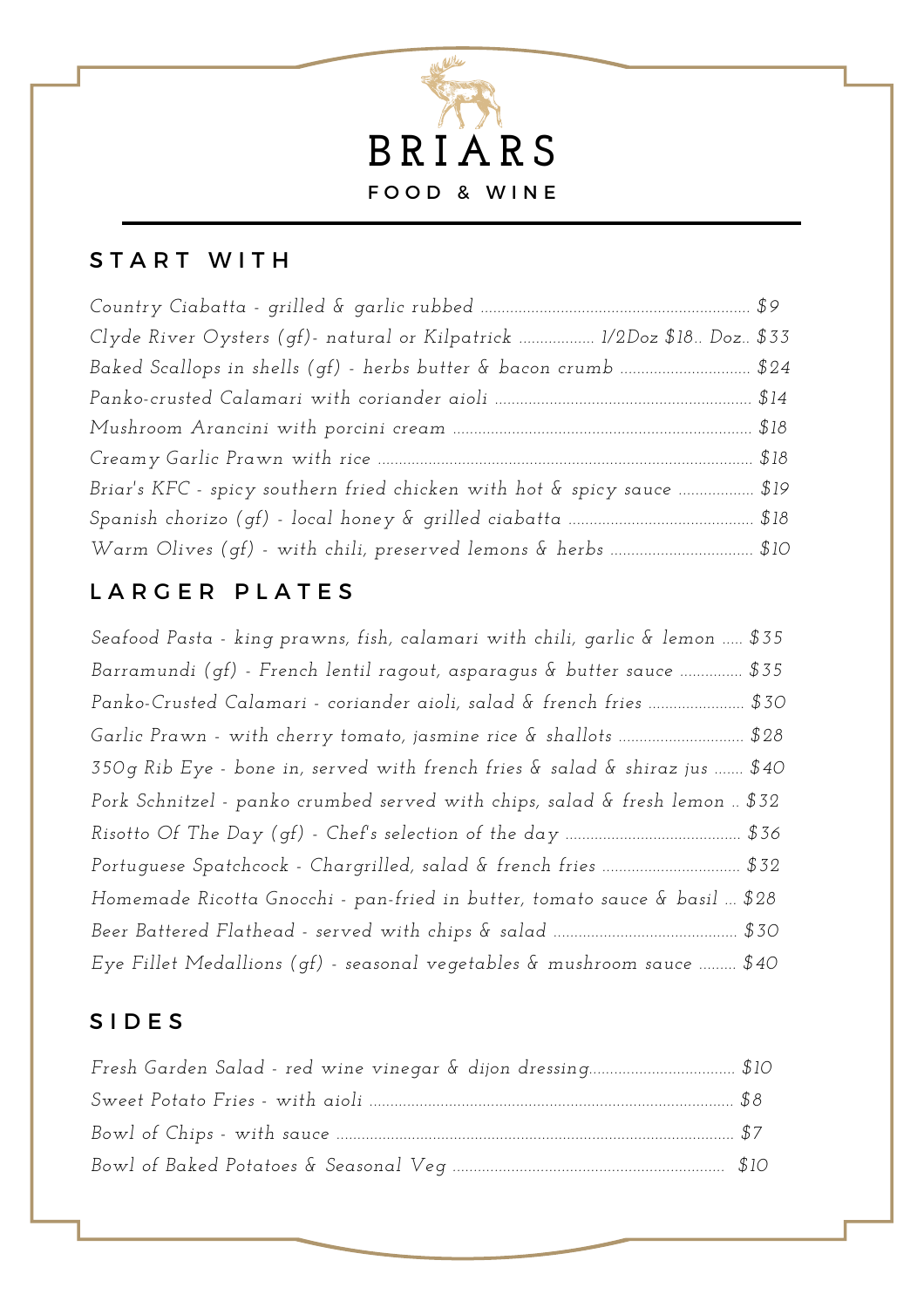# BRIARS

FOOD & WINE

## START WITH

*Country Ciabatta - grilled & garlic rubbed ........ $9*

*Clyde River Oysters (gf)- natural or Kilpatrick ........ 1/2Doz $18.. Doz.. $33*

*Baked Scallops in shells (gf) - herbs butter & bacon crumb ........ $24*

*Panko-crusted Calamari with coriander aioli ........ $14*

*Mushroom Arancini with porcini cream ........ $18*

*Creamy Garlic Prawn with rice ........ $18*

*Briar's KFC - spicy southern fried chicken with hot & spicy sauce ........ $19*

*Spanish chorizo (gf) - local honey & grilled ciabatta ........ $18*

*Warm Olives (gf) - with chili, preserved lemons & herbs ........ $10*

## LARGER PLATES

*Seafood Pasta - king prawns, fish, calamari with chili, garlic & lemon ..... $35*

*Barramundi (gf) - French lentil ragout, asparagus & butter sauce ........ $35*

*Panko-Crusted Calamari - coriander aioli, salad & french fries ........ $30*

*Garlic Prawn - with cherry tomato, jasmine rice & shallots ........ $28*

*350g Rib Eye - bone in, served with french fries & salad & shiraz jus ....... $40*

*Pork Schnitzel - panko crumbed served with chips, salad & fresh lemon .. $32*

*Risotto Of The Day (gf) - Chef's selection of the day ........ $36*

*Portuguese Spatchcock - Chargrilled, salad & french fries ........ $32*

*Homemade Ricotta Gnocchi - pan-fried in butter, tomato sauce & basil ... $28*

*Beer Battered Flathead - served with chips & salad ........ $30*

*Eye Fillet Medallions (gf) - seasonal vegetables & mushroom sauce ......... $40*

## SIDES

*Fresh Garden Salad - red wine vinegar & dijon dressing........ $10*

*Sweet Potato Fries - with aioli ........ $8*

*Bowl of Chips - with sauce ........ $7*

*Bowl of Baked Potatoes & Seasonal Veg ........ $10*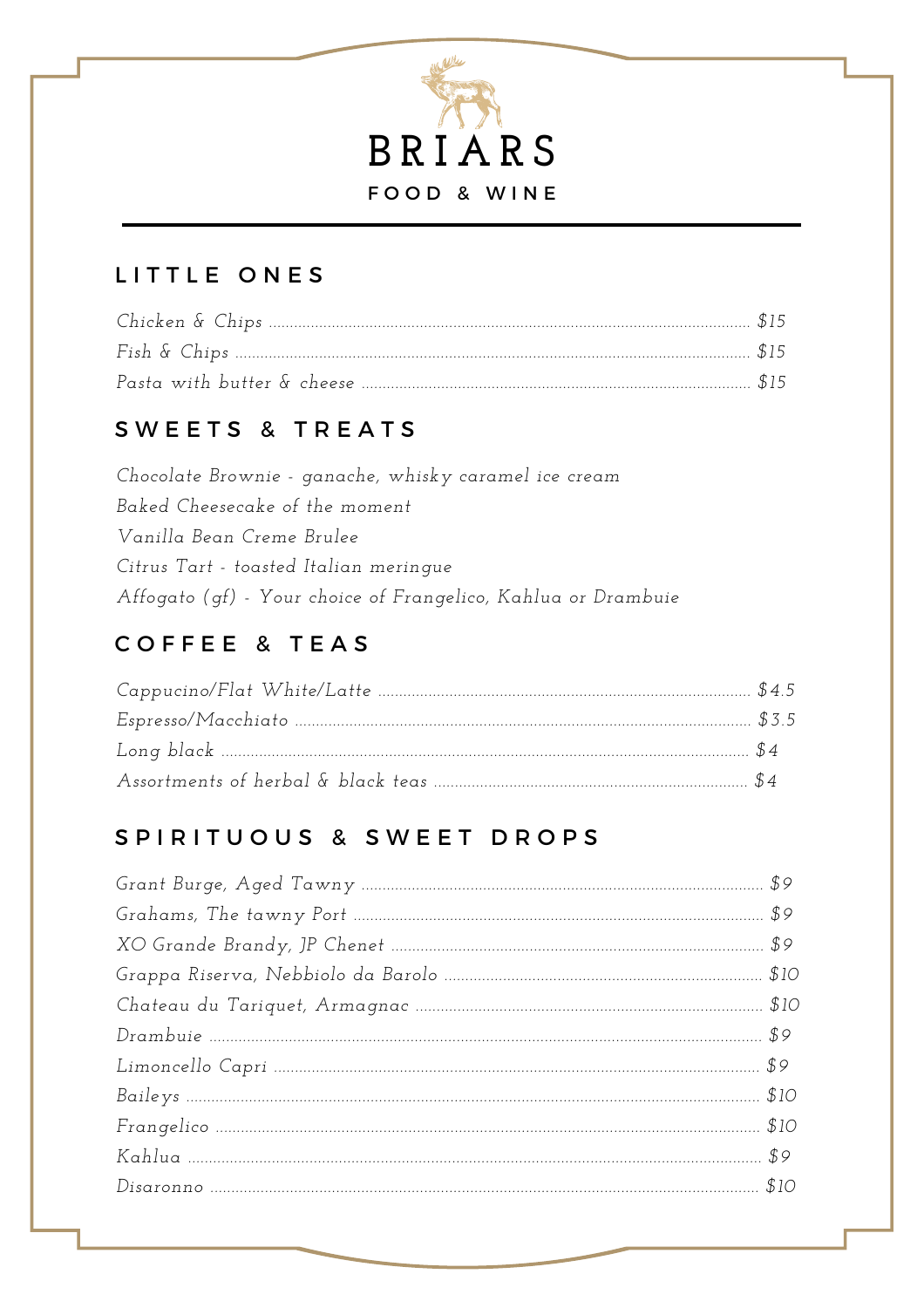# BRIARS

FOOD & WINE

## LITTLE ONES

*Chicken & Chips* ........ *$15*
*Fish & Chips* ........ *$15*
*Pasta with butter & cheese* ........ *$15*

## SWEETS & TREATS

*Chocolate Brownie - ganache, whisky caramel ice cream*
*Baked Cheesecake of the moment*
*Vanilla Bean Creme Brulee*
*Citrus Tart - toasted Italian meringue*
*Affogato (gf) - Your choice of Frangelico, Kahlua or Drambuie*

## COFFEE & TEAS

*Cappucino/Flat White/Latte* ........ *$4.5*
*Espresso/Macchiato* ........ *$3.5*
*Long black* ........ *$4*
*Assortments of herbal & black teas* ........ *$4*

## SPIRITUOUS & SWEET DROPS

*Grant Burge, Aged Tawny* ........ *$9*
*Grahams, The tawny Port* ........ *$9*
*XO Grande Brandy, JP Chenet* ........ *$9*
*Grappa Riserva, Nebbiolo da Barolo* ........ *$10*
*Chateau du Tariquet, Armagnac* ........ *$10*
*Drambuie* ........ *$9*
*Limoncello Capri* ........ *$9*
*Baileys* ........ *$10*
*Frangelico* ........ *$10*
*Kahlua* ........ *$9*
*Disaronno* ........ *$10*